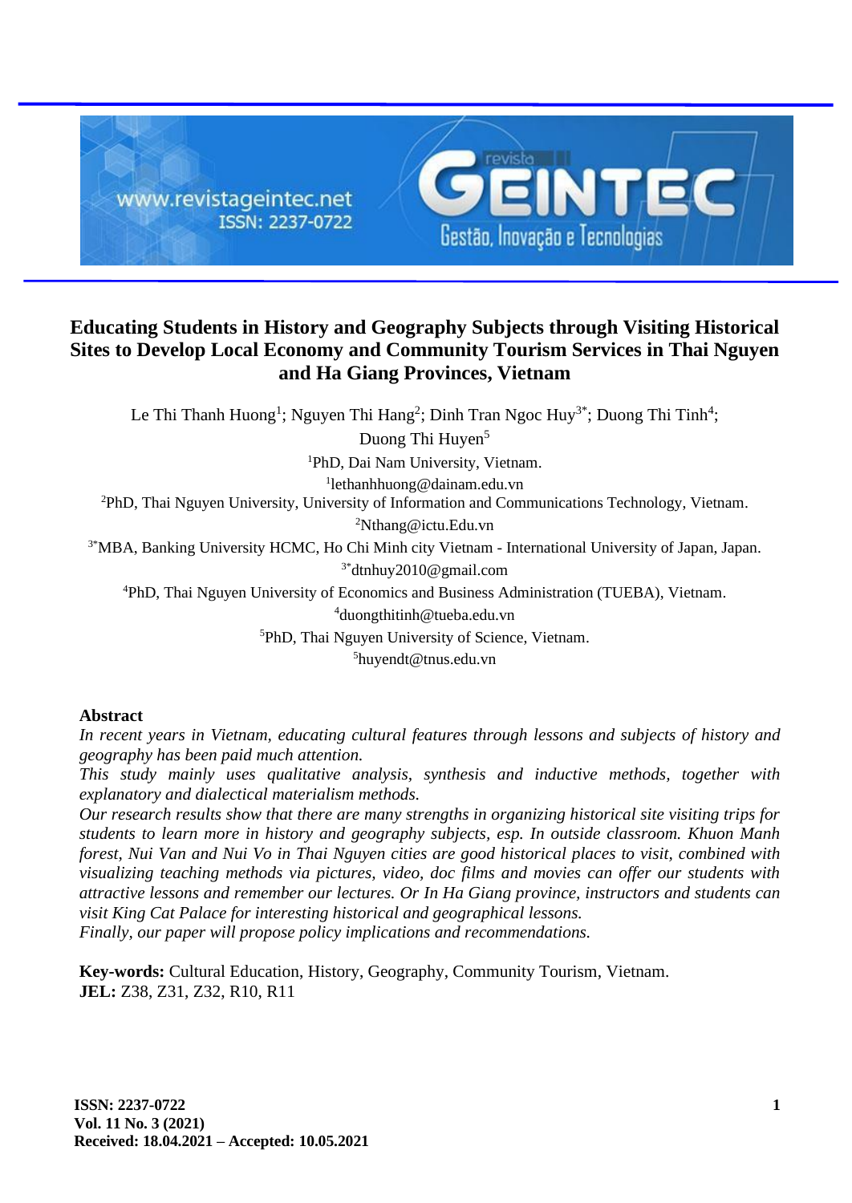# Educating Students in History and Geography Subjects through Visiting Historical Sites to Develop Local Economy and Community Tourism Services in Thai Nguyen and Ha Giang Provinces, Vietnam

Le Thi Thanh Huong[1]; Nguyen Thi Hang[2]; Dinh Tran Ngoc Huy[3*]; Duong Thi Tinh[4]; Duong Thi Huyen[5]

[1]PhD, Dai Nam University, Vietnam.
[1]lethanhhuong@dainam.edu.vn

[2]PhD, Thai Nguyen University, University of Information and Communications Technology, Vietnam.
[2]Nthang@ictu.Edu.vn

[3*]MBA, Banking University HCMC, Ho Chi Minh city Vietnam - International University of Japan, Japan.
[3*]dtnhuy2010@gmail.com

[4]PhD, Thai Nguyen University of Economics and Business Administration (TUEBA), Vietnam.
[4]duongthitinh@tueba.edu.vn

[5]PhD, Thai Nguyen University of Science, Vietnam.
[5]huyendt@tnus.edu.vn

## Abstract

*In recent years in Vietnam, educating cultural features through lessons and subjects of history and geography has been paid much attention.*

*This study mainly uses qualitative analysis, synthesis and inductive methods, together with explanatory and dialectical materialism methods.*

*Our research results show that there are many strengths in organizing historical site visiting trips for students to learn more in history and geography subjects, esp. In outside classroom. Khuon Manh forest, Nui Van and Nui Vo in Thai Nguyen cities are good historical places to visit, combined with visualizing teaching methods via pictures, video, doc films and movies can offer our students with attractive lessons and remember our lectures. Or In Ha Giang province, instructors and students can visit King Cat Palace for interesting historical and geographical lessons.*

*Finally, our paper will propose policy implications and recommendations.*

**Key-words:** Cultural Education, History, Geography, Community Tourism, Vietnam.

**JEL:** Z38, Z31, Z32, R10, R11

**Received: 18.04.2021 – Accepted: 10.05.2021**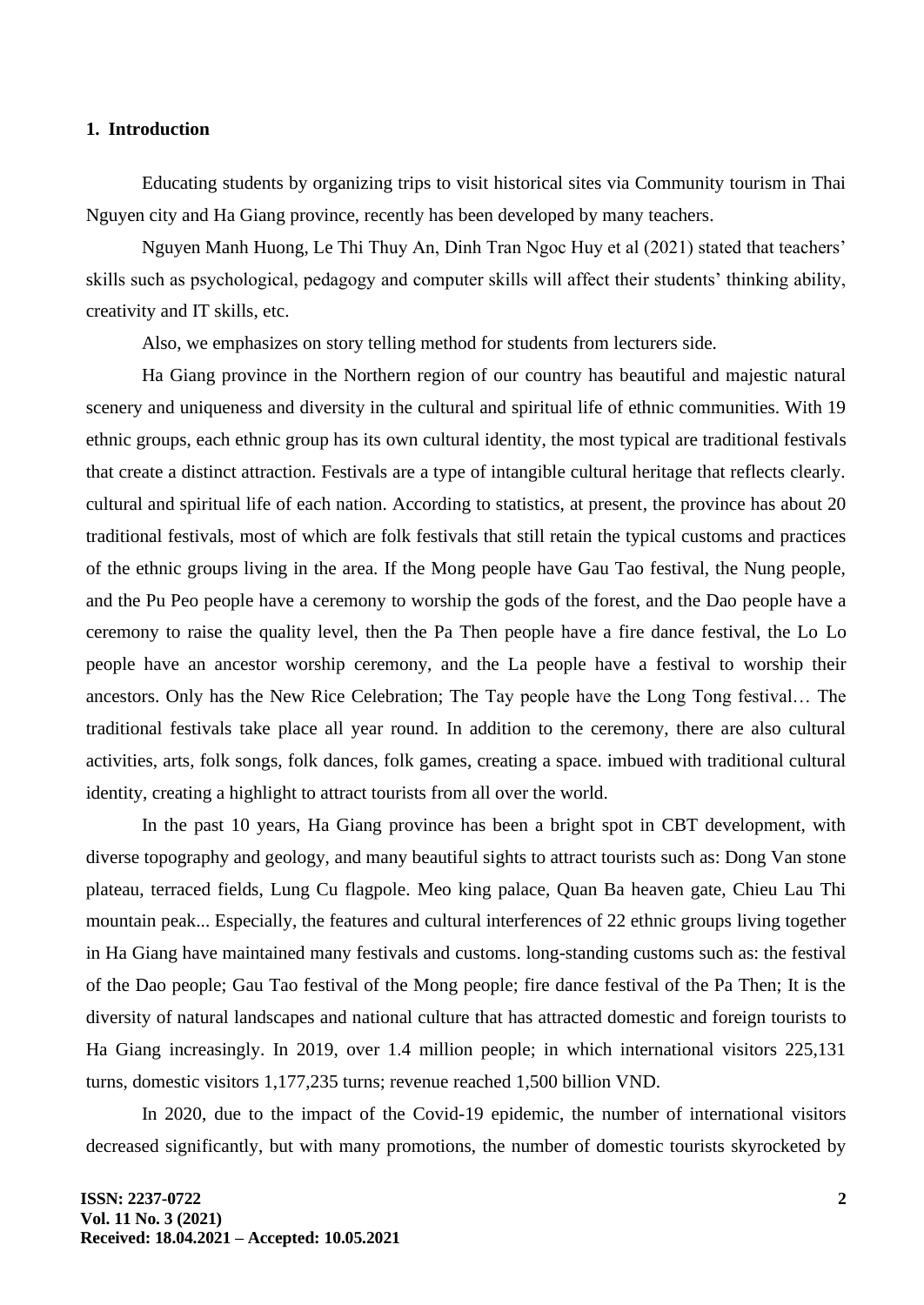## 1. Introduction

Educating students by organizing trips to visit historical sites via Community tourism in Thai Nguyen city and Ha Giang province, recently has been developed by many teachers.

Nguyen Manh Huong, Le Thi Thuy An, Dinh Tran Ngoc Huy et al (2021) stated that teachers' skills such as psychological, pedagogy and computer skills will affect their students' thinking ability, creativity and IT skills, etc.

Also, we emphasizes on story telling method for students from lecturers side.

Ha Giang province in the Northern region of our country has beautiful and majestic natural scenery and uniqueness and diversity in the cultural and spiritual life of ethnic communities. With 19 ethnic groups, each ethnic group has its own cultural identity, the most typical are traditional festivals that create a distinct attraction. Festivals are a type of intangible cultural heritage that reflects clearly. cultural and spiritual life of each nation. According to statistics, at present, the province has about 20 traditional festivals, most of which are folk festivals that still retain the typical customs and practices of the ethnic groups living in the area. If the Mong people have Gau Tao festival, the Nung people, and the Pu Peo people have a ceremony to worship the gods of the forest, and the Dao people have a ceremony to raise the quality level, then the Pa Then people have a fire dance festival, the Lo Lo people have an ancestor worship ceremony, and the La people have a festival to worship their ancestors. Only has the New Rice Celebration; The Tay people have the Long Tong festival… The traditional festivals take place all year round. In addition to the ceremony, there are also cultural activities, arts, folk songs, folk dances, folk games, creating a space. imbued with traditional cultural identity, creating a highlight to attract tourists from all over the world.

In the past 10 years, Ha Giang province has been a bright spot in CBT development, with diverse topography and geology, and many beautiful sights to attract tourists such as: Dong Van stone plateau, terraced fields, Lung Cu flagpole. Meo king palace, Quan Ba heaven gate, Chieu Lau Thi mountain peak... Especially, the features and cultural interferences of 22 ethnic groups living together in Ha Giang have maintained many festivals and customs. long-standing customs such as: the festival of the Dao people; Gau Tao festival of the Mong people; fire dance festival of the Pa Then; It is the diversity of natural landscapes and national culture that has attracted domestic and foreign tourists to Ha Giang increasingly. In 2019, over 1.4 million people; in which international visitors 225,131 turns, domestic visitors 1,177,235 turns; revenue reached 1,500 billion VND.

In 2020, due to the impact of the Covid-19 epidemic, the number of international visitors decreased significantly, but with many promotions, the number of domestic tourists skyrocketed by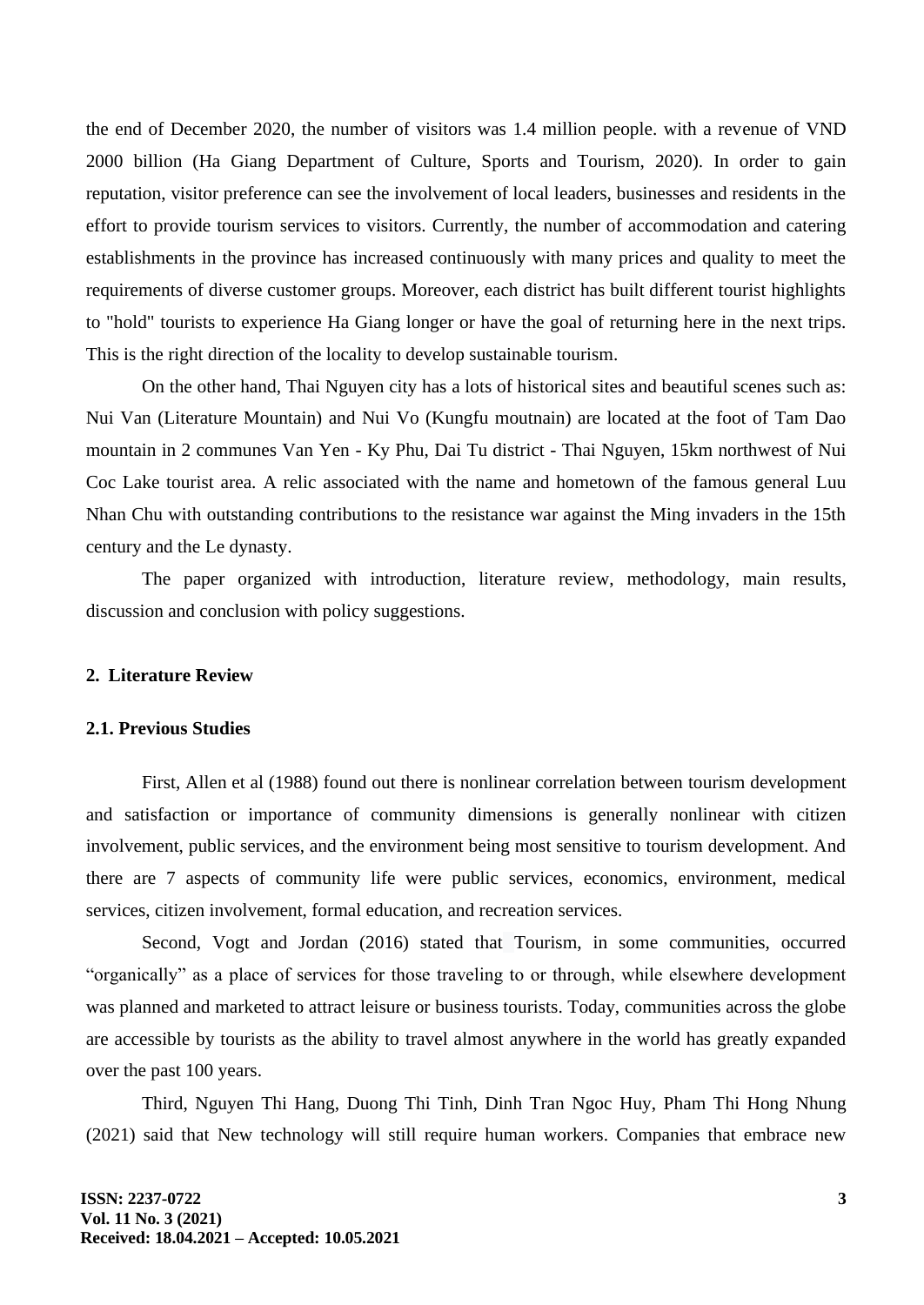the end of December 2020, the number of visitors was 1.4 million people. with a revenue of VND 2000 billion (Ha Giang Department of Culture, Sports and Tourism, 2020). In order to gain reputation, visitor preference can see the involvement of local leaders, businesses and residents in the effort to provide tourism services to visitors. Currently, the number of accommodation and catering establishments in the province has increased continuously with many prices and quality to meet the requirements of diverse customer groups. Moreover, each district has built different tourist highlights to "hold" tourists to experience Ha Giang longer or have the goal of returning here in the next trips. This is the right direction of the locality to develop sustainable tourism.

On the other hand, Thai Nguyen city has a lots of historical sites and beautiful scenes such as: Nui Van (Literature Mountain) and Nui Vo (Kungfu moutnain) are located at the foot of Tam Dao mountain in 2 communes Van Yen - Ky Phu, Dai Tu district - Thai Nguyen, 15km northwest of Nui Coc Lake tourist area. A relic associated with the name and hometown of the famous general Luu Nhan Chu with outstanding contributions to the resistance war against the Ming invaders in the 15th century and the Le dynasty.

The paper organized with introduction, literature review, methodology, main results, discussion and conclusion with policy suggestions.

## 2. Literature Review

### 2.1. Previous Studies

First, Allen et al (1988) found out there is nonlinear correlation between tourism development and satisfaction or importance of community dimensions is generally nonlinear with citizen involvement, public services, and the environment being most sensitive to tourism development. And there are 7 aspects of community life were public services, economics, environment, medical services, citizen involvement, formal education, and recreation services.

Second, Vogt and Jordan (2016) stated that Tourism, in some communities, occurred "organically" as a place of services for those traveling to or through, while elsewhere development was planned and marketed to attract leisure or business tourists. Today, communities across the globe are accessible by tourists as the ability to travel almost anywhere in the world has greatly expanded over the past 100 years.

Third, Nguyen Thi Hang, Duong Thi Tinh, Dinh Tran Ngoc Huy, Pham Thi Hong Nhung (2021) said that New technology will still require human workers. Companies that embrace new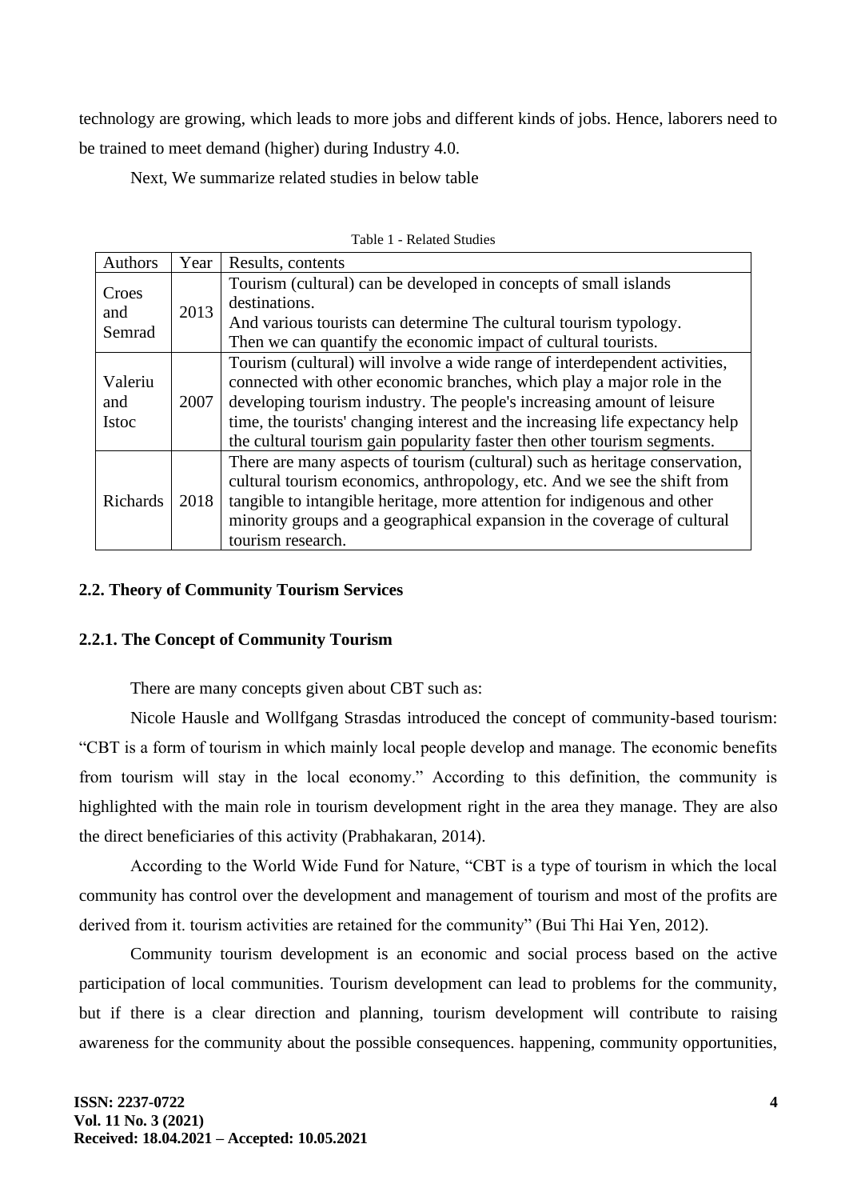technology are growing, which leads to more jobs and different kinds of jobs. Hence, laborers need to be trained to meet demand (higher) during Industry 4.0.

Next, We summarize related studies in below table

Table 1 - Related Studies

| Authors | Year | Results, contents |
|---|---|---|
| Croes and Semrad | 2013 | Tourism (cultural) can be developed in concepts of small islands destinations. And various tourists can determine The cultural tourism typology. Then we can quantify the economic impact of cultural tourists. |
| Valeriu and Istoc | 2007 | Tourism (cultural) will involve a wide range of interdependent activities, connected with other economic branches, which play a major role in the developing tourism industry. The people's increasing amount of leisure time, the tourists' changing interest and the increasing life expectancy help the cultural tourism gain popularity faster then other tourism segments. |
| Richards | 2018 | There are many aspects of tourism (cultural) such as heritage conservation, cultural tourism economics, anthropology, etc. And we see the shift from tangible to intangible heritage, more attention for indigenous and other minority groups and a geographical expansion in the coverage of cultural tourism research. |

### 2.2. Theory of Community Tourism Services

#### 2.2.1. The Concept of Community Tourism

There are many concepts given about CBT such as:

Nicole Hausle and Wollfgang Strasdas introduced the concept of community-based tourism: "CBT is a form of tourism in which mainly local people develop and manage. The economic benefits from tourism will stay in the local economy." According to this definition, the community is highlighted with the main role in tourism development right in the area they manage. They are also the direct beneficiaries of this activity (Prabhakaran, 2014).

According to the World Wide Fund for Nature, "CBT is a type of tourism in which the local community has control over the development and management of tourism and most of the profits are derived from it. tourism activities are retained for the community" (Bui Thi Hai Yen, 2012).

Community tourism development is an economic and social process based on the active participation of local communities. Tourism development can lead to problems for the community, but if there is a clear direction and planning, tourism development will contribute to raising awareness for the community about the possible consequences. happening, community opportunities,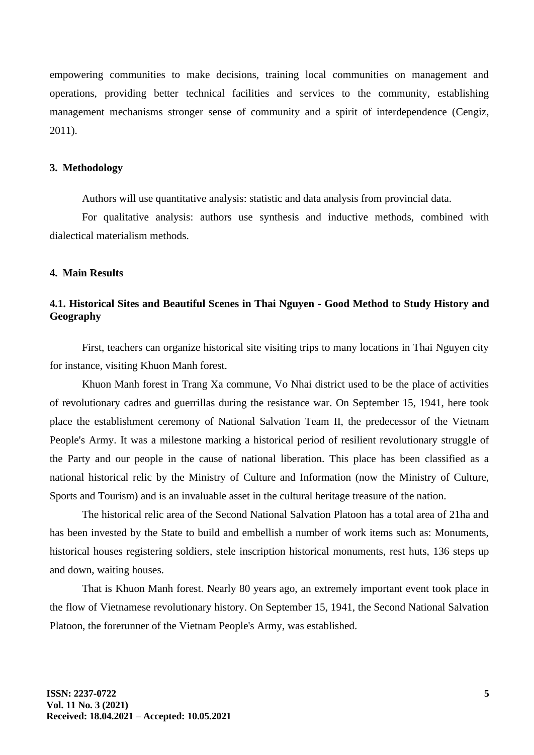empowering communities to make decisions, training local communities on management and operations, providing better technical facilities and services to the community, establishing management mechanisms stronger sense of community and a spirit of interdependence (Cengiz, 2011).

## 3. Methodology

Authors will use quantitative analysis: statistic and data analysis from provincial data.

For qualitative analysis: authors use synthesis and inductive methods, combined with dialectical materialism methods.

## 4. Main Results

### 4.1. Historical Sites and Beautiful Scenes in Thai Nguyen - Good Method to Study History and Geography

First, teachers can organize historical site visiting trips to many locations in Thai Nguyen city for instance, visiting Khuon Manh forest.

Khuon Manh forest in Trang Xa commune, Vo Nhai district used to be the place of activities of revolutionary cadres and guerrillas during the resistance war. On September 15, 1941, here took place the establishment ceremony of National Salvation Team II, the predecessor of the Vietnam People's Army. It was a milestone marking a historical period of resilient revolutionary struggle of the Party and our people in the cause of national liberation. This place has been classified as a national historical relic by the Ministry of Culture and Information (now the Ministry of Culture, Sports and Tourism) and is an invaluable asset in the cultural heritage treasure of the nation.

The historical relic area of the Second National Salvation Platoon has a total area of 21ha and has been invested by the State to build and embellish a number of work items such as: Monuments, historical houses registering soldiers, stele inscription historical monuments, rest huts, 136 steps up and down, waiting houses.

That is Khuon Manh forest. Nearly 80 years ago, an extremely important event took place in the flow of Vietnamese revolutionary history. On September 15, 1941, the Second National Salvation Platoon, the forerunner of the Vietnam People's Army, was established.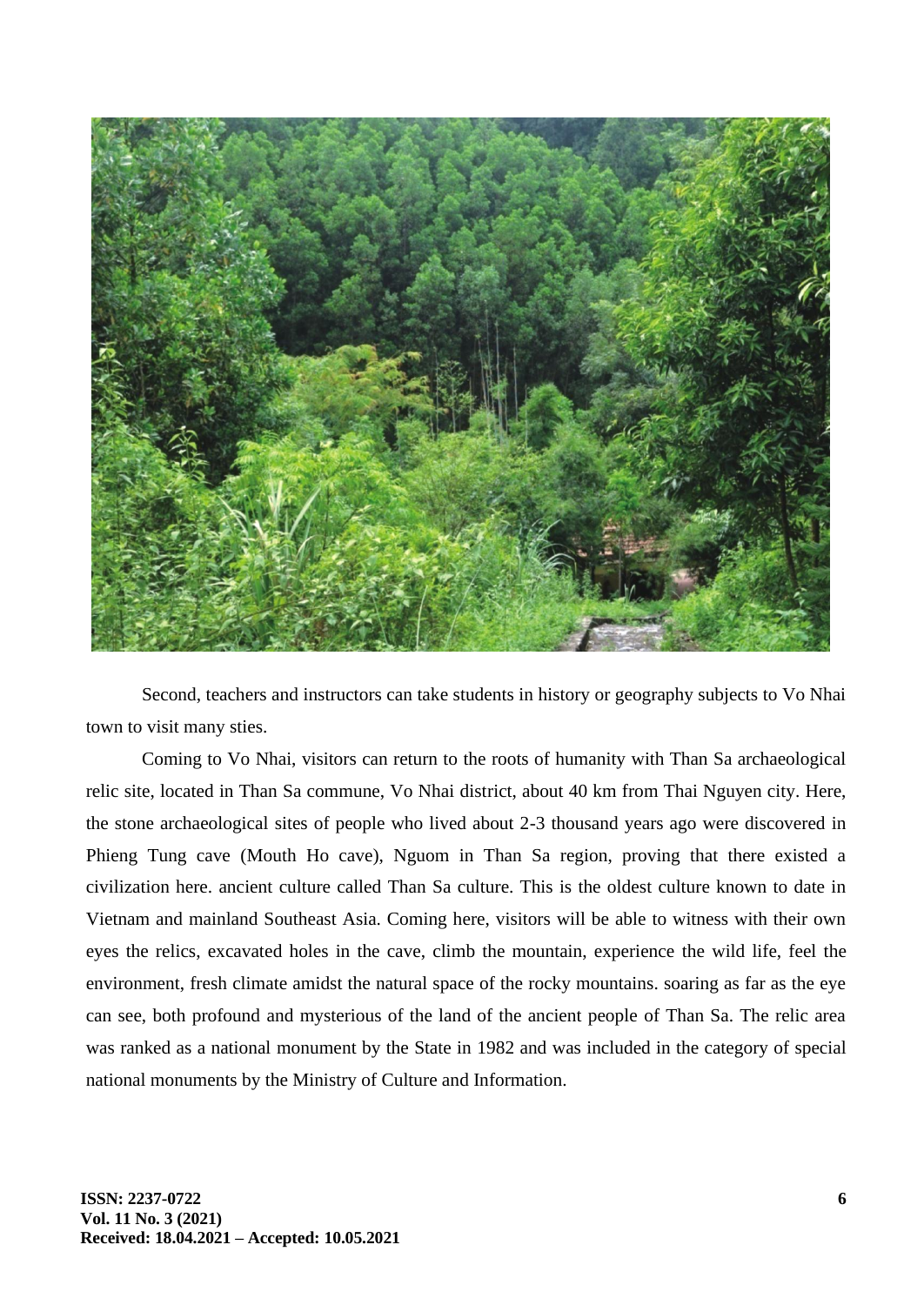Second, teachers and instructors can take students in history or geography subjects to Vo Nhai town to visit many sties.

Coming to Vo Nhai, visitors can return to the roots of humanity with Than Sa archaeological relic site, located in Than Sa commune, Vo Nhai district, about 40 km from Thai Nguyen city. Here, the stone archaeological sites of people who lived about 2-3 thousand years ago were discovered in Phieng Tung cave (Mouth Ho cave), Nguom in Than Sa region, proving that there existed a civilization here. ancient culture called Than Sa culture. This is the oldest culture known to date in Vietnam and mainland Southeast Asia. Coming here, visitors will be able to witness with their own eyes the relics, excavated holes in the cave, climb the mountain, experience the wild life, feel the environment, fresh climate amidst the natural space of the rocky mountains. soaring as far as the eye can see, both profound and mysterious of the land of the ancient people of Than Sa. The relic area was ranked as a national monument by the State in 1982 and was included in the category of special national monuments by the Ministry of Culture and Information.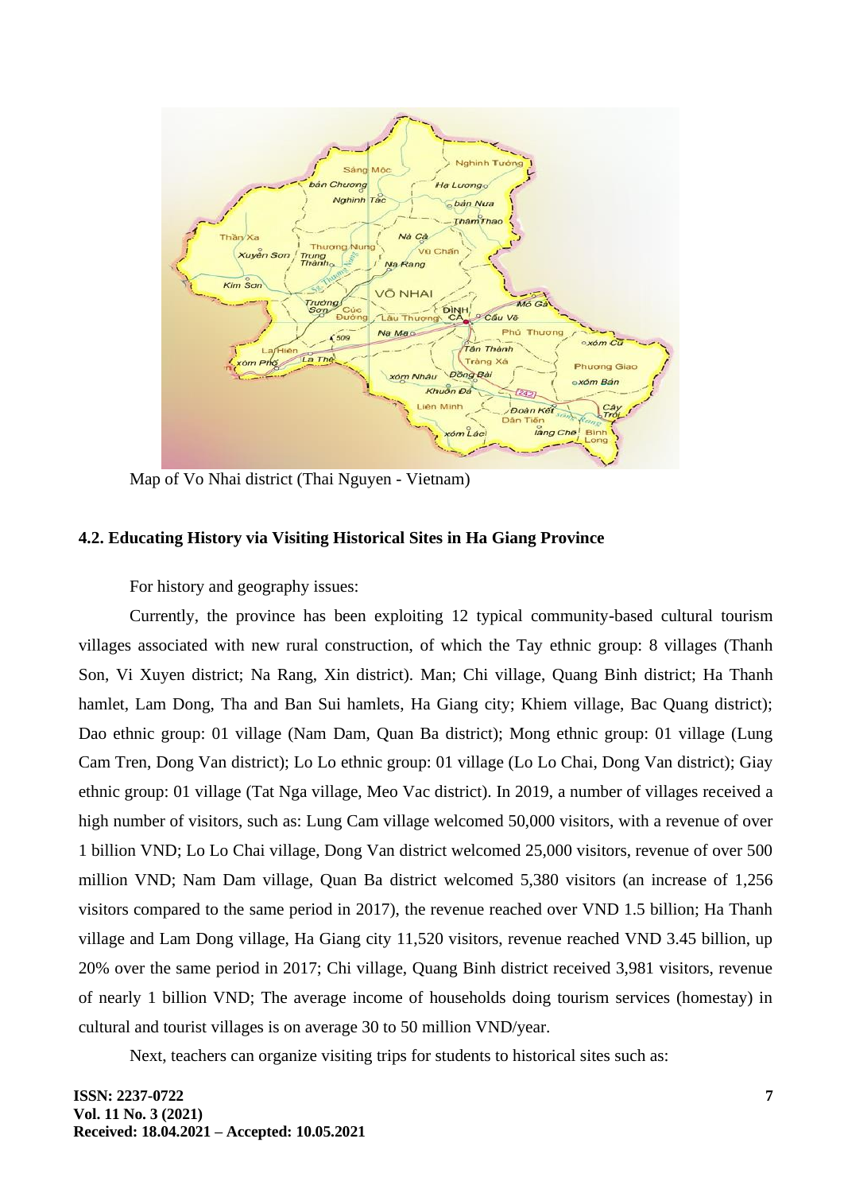Map of Vo Nhai district (Thai Nguyen - Vietnam)

#### 4.2. Educating History via Visiting Historical Sites in Ha Giang Province

For history and geography issues:

Currently, the province has been exploiting 12 typical community-based cultural tourism villages associated with new rural construction, of which the Tay ethnic group: 8 villages (Thanh Son, Vi Xuyen district; Na Rang, Xin district). Man; Chi village, Quang Binh district; Ha Thanh hamlet, Lam Dong, Tha and Ban Sui hamlets, Ha Giang city; Khiem village, Bac Quang district); Dao ethnic group: 01 village (Nam Dam, Quan Ba district); Mong ethnic group: 01 village (Lung Cam Tren, Dong Van district); Lo Lo ethnic group: 01 village (Lo Lo Chai, Dong Van district); Giay ethnic group: 01 village (Tat Nga village, Meo Vac district). In 2019, a number of villages received a high number of visitors, such as: Lung Cam village welcomed 50,000 visitors, with a revenue of over 1 billion VND; Lo Lo Chai village, Dong Van district welcomed 25,000 visitors, revenue of over 500 million VND; Nam Dam village, Quan Ba district welcomed 5,380 visitors (an increase of 1,256 visitors compared to the same period in 2017), the revenue reached over VND 1.5 billion; Ha Thanh village and Lam Dong village, Ha Giang city 11,520 visitors, revenue reached VND 3.45 billion, up 20% over the same period in 2017; Chi village, Quang Binh district received 3,981 visitors, revenue of nearly 1 billion VND; The average income of households doing tourism services (homestay) in cultural and tourist villages is on average 30 to 50 million VND/year.

Next, teachers can organize visiting trips for students to historical sites such as: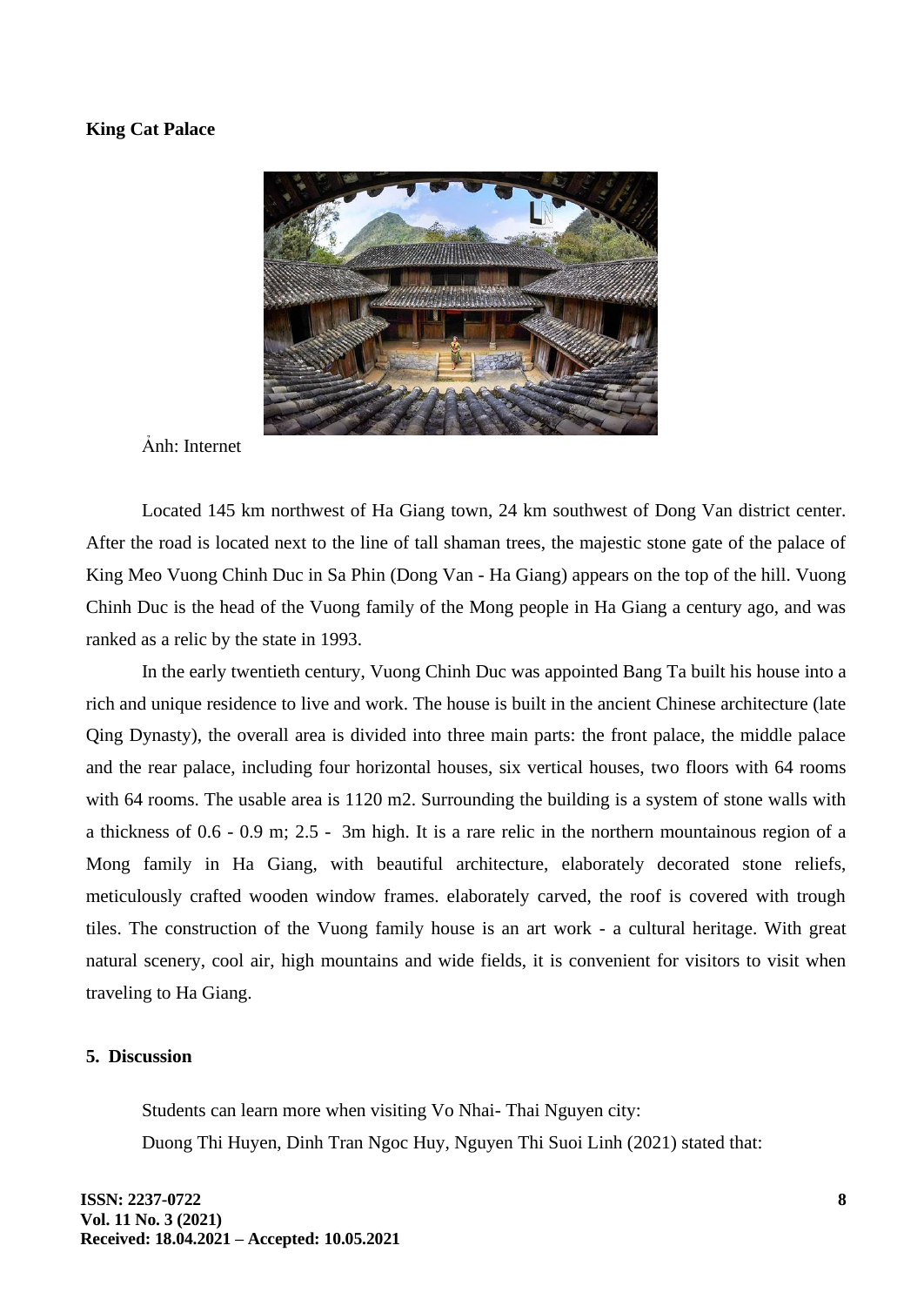**King Cat Palace**

Ảnh: Internet

Located 145 km northwest of Ha Giang town, 24 km southwest of Dong Van district center. After the road is located next to the line of tall shaman trees, the majestic stone gate of the palace of King Meo Vuong Chinh Duc in Sa Phin (Dong Van - Ha Giang) appears on the top of the hill. Vuong Chinh Duc is the head of the Vuong family of the Mong people in Ha Giang a century ago, and was ranked as a relic by the state in 1993.

In the early twentieth century, Vuong Chinh Duc was appointed Bang Ta built his house into a rich and unique residence to live and work. The house is built in the ancient Chinese architecture (late Qing Dynasty), the overall area is divided into three main parts: the front palace, the middle palace and the rear palace, including four horizontal houses, six vertical houses, two floors with 64 rooms with 64 rooms. The usable area is 1120 m2. Surrounding the building is a system of stone walls with a thickness of 0.6 - 0.9 m; 2.5 - 3m high. It is a rare relic in the northern mountainous region of a Mong family in Ha Giang, with beautiful architecture, elaborately decorated stone reliefs, meticulously crafted wooden window frames. elaborately carved, the roof is covered with trough tiles. The construction of the Vuong family house is an art work - a cultural heritage. With great natural scenery, cool air, high mountains and wide fields, it is convenient for visitors to visit when traveling to Ha Giang.

## 5. Discussion

Students can learn more when visiting Vo Nhai- Thai Nguyen city:

Duong Thi Huyen, Dinh Tran Ngoc Huy, Nguyen Thi Suoi Linh (2021) stated that: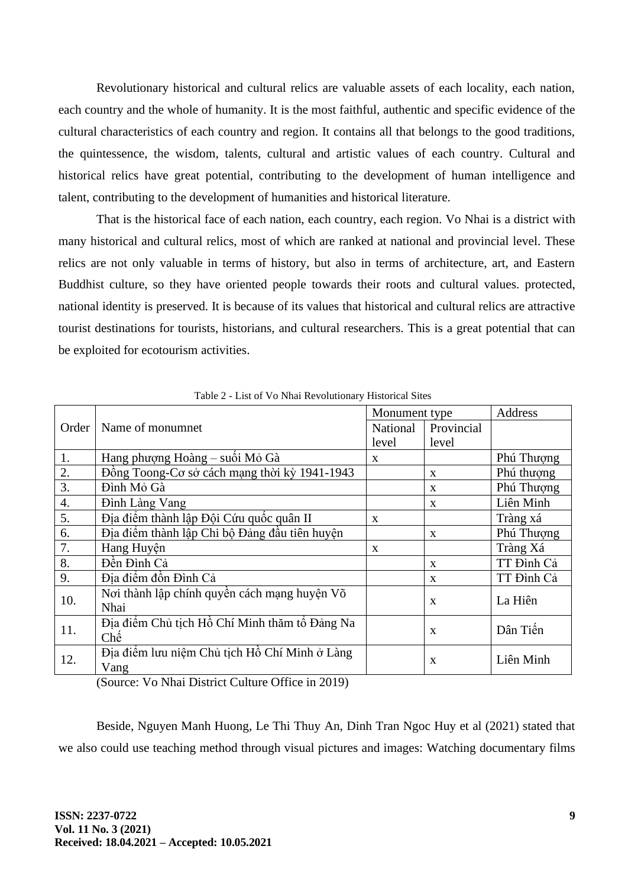Revolutionary historical and cultural relics are valuable assets of each locality, each nation, each country and the whole of humanity. It is the most faithful, authentic and specific evidence of the cultural characteristics of each country and region. It contains all that belongs to the good traditions, the quintessence, the wisdom, talents, cultural and artistic values of each country. Cultural and historical relics have great potential, contributing to the development of human intelligence and talent, contributing to the development of humanities and historical literature.

That is the historical face of each nation, each country, each region. Vo Nhai is a district with many historical and cultural relics, most of which are ranked at national and provincial level. These relics are not only valuable in terms of history, but also in terms of architecture, art, and Eastern Buddhist culture, so they have oriented people towards their roots and cultural values. protected, national identity is preserved. It is because of its values that historical and cultural relics are attractive tourist destinations for tourists, historians, and cultural researchers. This is a great potential that can be exploited for ecotourism activities.

Table 2 - List of Vo Nhai Revolutionary Historical Sites

| Order | Name of monumnet | Monument type | | Address |
|---|---|---|---|---|
| | | National level | Provincial level | |
| 1. | Hang phượng Hoàng – suối Mỏ Gà | x | | Phú Thượng |
| 2. | Đồng Toong-Cơ sở cách mạng thời kỳ 1941-1943 | | x | Phú thượng |
| 3. | Đình Mỏ Gà | | x | Phú Thượng |
| 4. | Đình Làng Vang | | x | Liên Minh |
| 5. | Địa điểm thành lập Đội Cứu quốc quân II | x | | Tràng xá |
| 6. | Địa điểm thành lập Chi bộ Đảng đầu tiên huyện | | x | Phú Thượng |
| 7. | Hang Huyện | x | | Tràng Xá |
| 8. | Đền Đình Cả | | x | TT Đình Cả |
| 9. | Địa điểm đồn Đình Cả | | x | TT Đình Cả |
| 10. | Nơi thành lập chính quyền cách mạng huyện Võ Nhai | | x | La Hiên |
| 11. | Địa điểm Chủ tịch Hồ Chí Minh thăm tổ Đảng Na Chế | | x | Dân Tiến |
| 12. | Địa điểm lưu niệm Chủ tịch Hồ Chí Minh ở Làng Vang | | x | Liên Minh |

(Source: Vo Nhai District Culture Office in 2019)

Beside, Nguyen Manh Huong, Le Thi Thuy An, Dinh Tran Ngoc Huy et al (2021) stated that we also could use teaching method through visual pictures and images: Watching documentary films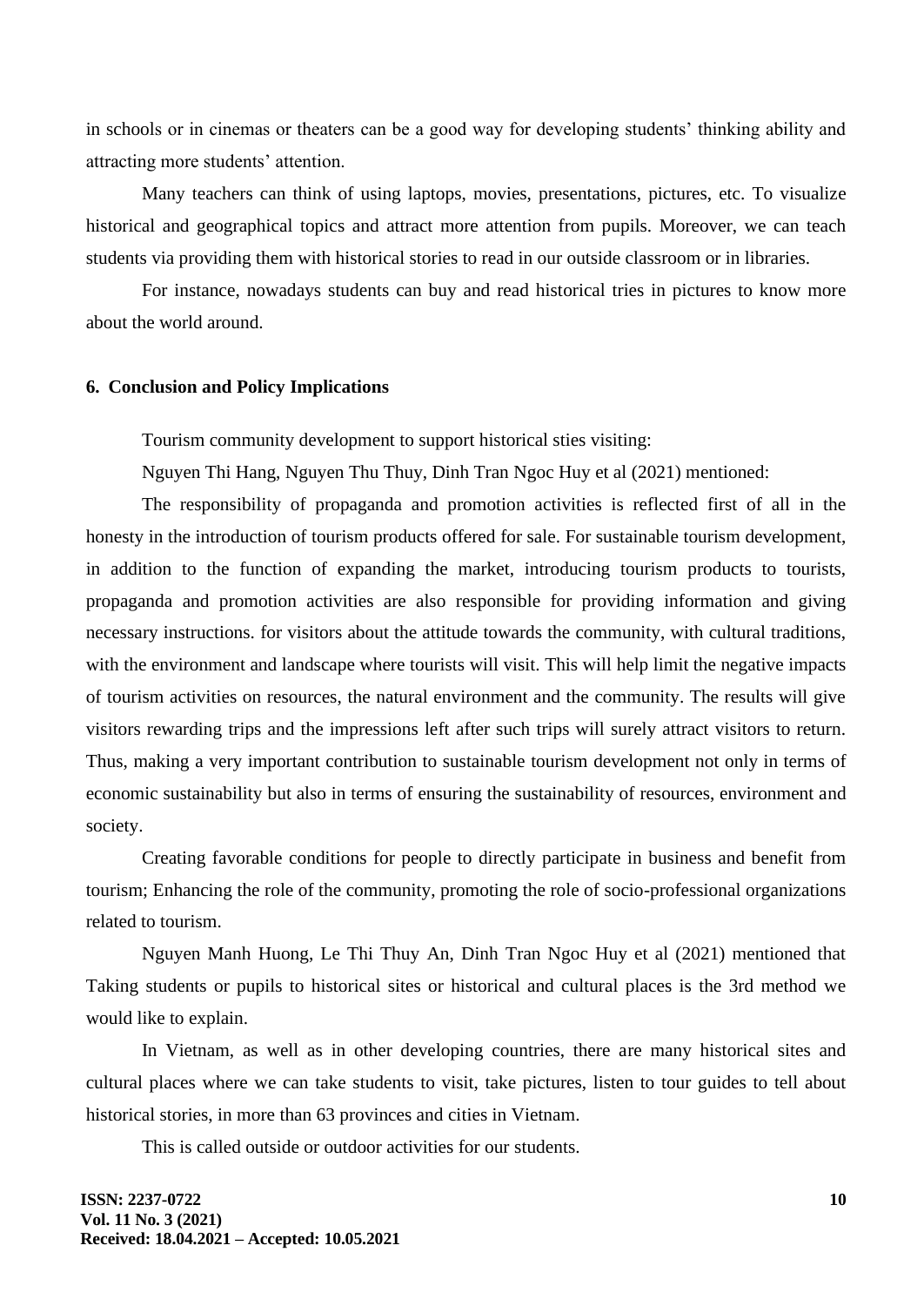in schools or in cinemas or theaters can be a good way for developing students' thinking ability and attracting more students' attention.

Many teachers can think of using laptops, movies, presentations, pictures, etc. To visualize historical and geographical topics and attract more attention from pupils. Moreover, we can teach students via providing them with historical stories to read in our outside classroom or in libraries.

For instance, nowadays students can buy and read historical tries in pictures to know more about the world around.

## 6. Conclusion and Policy Implications

Tourism community development to support historical sties visiting:

Nguyen Thi Hang, Nguyen Thu Thuy, Dinh Tran Ngoc Huy et al (2021) mentioned:

The responsibility of propaganda and promotion activities is reflected first of all in the honesty in the introduction of tourism products offered for sale. For sustainable tourism development, in addition to the function of expanding the market, introducing tourism products to tourists, propaganda and promotion activities are also responsible for providing information and giving necessary instructions. for visitors about the attitude towards the community, with cultural traditions, with the environment and landscape where tourists will visit. This will help limit the negative impacts of tourism activities on resources, the natural environment and the community. The results will give visitors rewarding trips and the impressions left after such trips will surely attract visitors to return. Thus, making a very important contribution to sustainable tourism development not only in terms of economic sustainability but also in terms of ensuring the sustainability of resources, environment and society.

Creating favorable conditions for people to directly participate in business and benefit from tourism; Enhancing the role of the community, promoting the role of socio-professional organizations related to tourism.

Nguyen Manh Huong, Le Thi Thuy An, Dinh Tran Ngoc Huy et al (2021) mentioned that Taking students or pupils to historical sites or historical and cultural places is the 3rd method we would like to explain.

In Vietnam, as well as in other developing countries, there are many historical sites and cultural places where we can take students to visit, take pictures, listen to tour guides to tell about historical stories, in more than 63 provinces and cities in Vietnam.

This is called outside or outdoor activities for our students.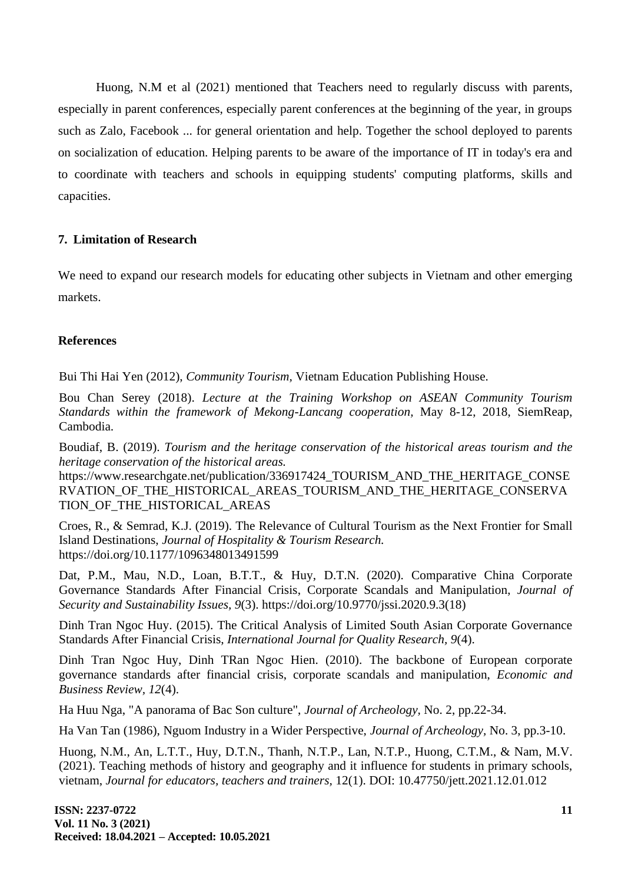Huong, N.M et al (2021) mentioned that Teachers need to regularly discuss with parents, especially in parent conferences, especially parent conferences at the beginning of the year, in groups such as Zalo, Facebook ... for general orientation and help. Together the school deployed to parents on socialization of education. Helping parents to be aware of the importance of IT in today's era and to coordinate with teachers and schools in equipping students' computing platforms, skills and capacities.

## 7. Limitation of Research

We need to expand our research models for educating other subjects in Vietnam and other emerging markets.

## References

Bui Thi Hai Yen (2012), *Community Tourism*, Vietnam Education Publishing House.

Bou Chan Serey (2018). *Lecture at the Training Workshop on ASEAN Community Tourism Standards within the framework of Mekong-Lancang cooperation*, May 8-12, 2018, SiemReap, Cambodia.

Boudiaf, B. (2019). *Tourism and the heritage conservation of the historical areas tourism and the heritage conservation of the historical areas.* https://www.researchgate.net/publication/336917424_TOURISM_AND_THE_HERITAGE_CONSERVATION_OF_THE_HISTORICAL_AREAS_TOURISM_AND_THE_HERITAGE_CONSERVATION_OF_THE_HISTORICAL_AREAS

Croes, R., & Semrad, K.J. (2019). The Relevance of Cultural Tourism as the Next Frontier for Small Island Destinations, *Journal of Hospitality & Tourism Research.* https://doi.org/10.1177/1096348013491599

Dat, P.M., Mau, N.D., Loan, B.T.T., & Huy, D.T.N. (2020). Comparative China Corporate Governance Standards After Financial Crisis, Corporate Scandals and Manipulation, *Journal of Security and Sustainability Issues*, *9*(3). https://doi.org/10.9770/jssi.2020.9.3(18)

Dinh Tran Ngoc Huy. (2015). The Critical Analysis of Limited South Asian Corporate Governance Standards After Financial Crisis, *International Journal for Quality Research*, *9*(4).

Dinh Tran Ngoc Huy, Dinh TRan Ngoc Hien. (2010). The backbone of European corporate governance standards after financial crisis, corporate scandals and manipulation, *Economic and Business Review*, *12*(4).

Ha Huu Nga, "A panorama of Bac Son culture", *Journal of Archeology*, No. 2, pp.22-34.

Ha Van Tan (1986), Nguom Industry in a Wider Perspective, *Journal of Archeology*, No. 3, pp.3-10.

Huong, N.M., An, L.T.T., Huy, D.T.N., Thanh, N.T.P., Lan, N.T.P., Huong, C.T.M., & Nam, M.V. (2021). Teaching methods of history and geography and it influence for students in primary schools, vietnam, *Journal for educators, teachers and trainers*, 12(1). DOI: 10.47750/jett.2021.12.01.012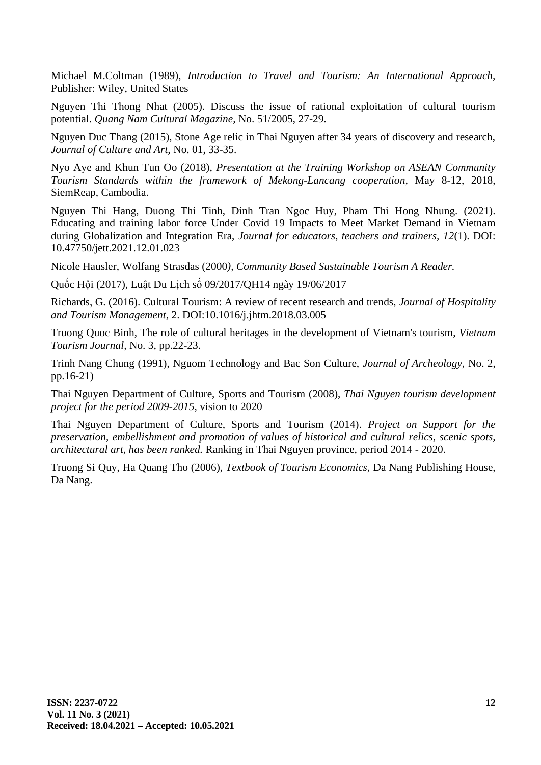Michael M.Coltman (1989), *Introduction to Travel and Tourism: An International Approach*, Publisher: Wiley, United States

Nguyen Thi Thong Nhat (2005). Discuss the issue of rational exploitation of cultural tourism potential. *Quang Nam Cultural Magazine*, No. 51/2005, 27-29.

Nguyen Duc Thang (2015), Stone Age relic in Thai Nguyen after 34 years of discovery and research, *Journal of Culture and Art*, No. 01, 33-35.

Nyo Aye and Khun Tun Oo (2018), *Presentation at the Training Workshop on ASEAN Community Tourism Standards within the framework of Mekong-Lancang cooperation*, May 8-12, 2018, SiemReap, Cambodia.

Nguyen Thi Hang, Duong Thi Tinh, Dinh Tran Ngoc Huy, Pham Thi Hong Nhung. (2021). Educating and training labor force Under Covid 19 Impacts to Meet Market Demand in Vietnam during Globalization and Integration Era, *Journal for educators, teachers and trainers*, *12*(1). DOI: 10.47750/jett.2021.12.01.023

Nicole Hausler, Wolfang Strasdas (2000*), Community Based Sustainable Tourism A Reader.*

Quốc Hội (2017), Luật Du Lịch số 09/2017/QH14 ngày 19/06/2017

Richards, G. (2016). Cultural Tourism: A review of recent research and trends, *Journal of Hospitality and Tourism Management*, 2. DOI:10.1016/j.jhtm.2018.03.005

Truong Quoc Binh, The role of cultural heritages in the development of Vietnam's tourism, *Vietnam Tourism Journal*, No. 3, pp.22-23.

Trinh Nang Chung (1991), Nguom Technology and Bac Son Culture, *Journal of Archeology*, No. 2, pp.16-21)

Thai Nguyen Department of Culture, Sports and Tourism (2008), *Thai Nguyen tourism development project for the period 2009-2015*, vision to 2020

Thai Nguyen Department of Culture, Sports and Tourism (2014). *Project on Support for the preservation, embellishment and promotion of values of historical and cultural relics, scenic spots, architectural art, has been ranked.* Ranking in Thai Nguyen province, period 2014 - 2020.

Truong Si Quy, Ha Quang Tho (2006), *Textbook of Tourism Economics*, Da Nang Publishing House, Da Nang.